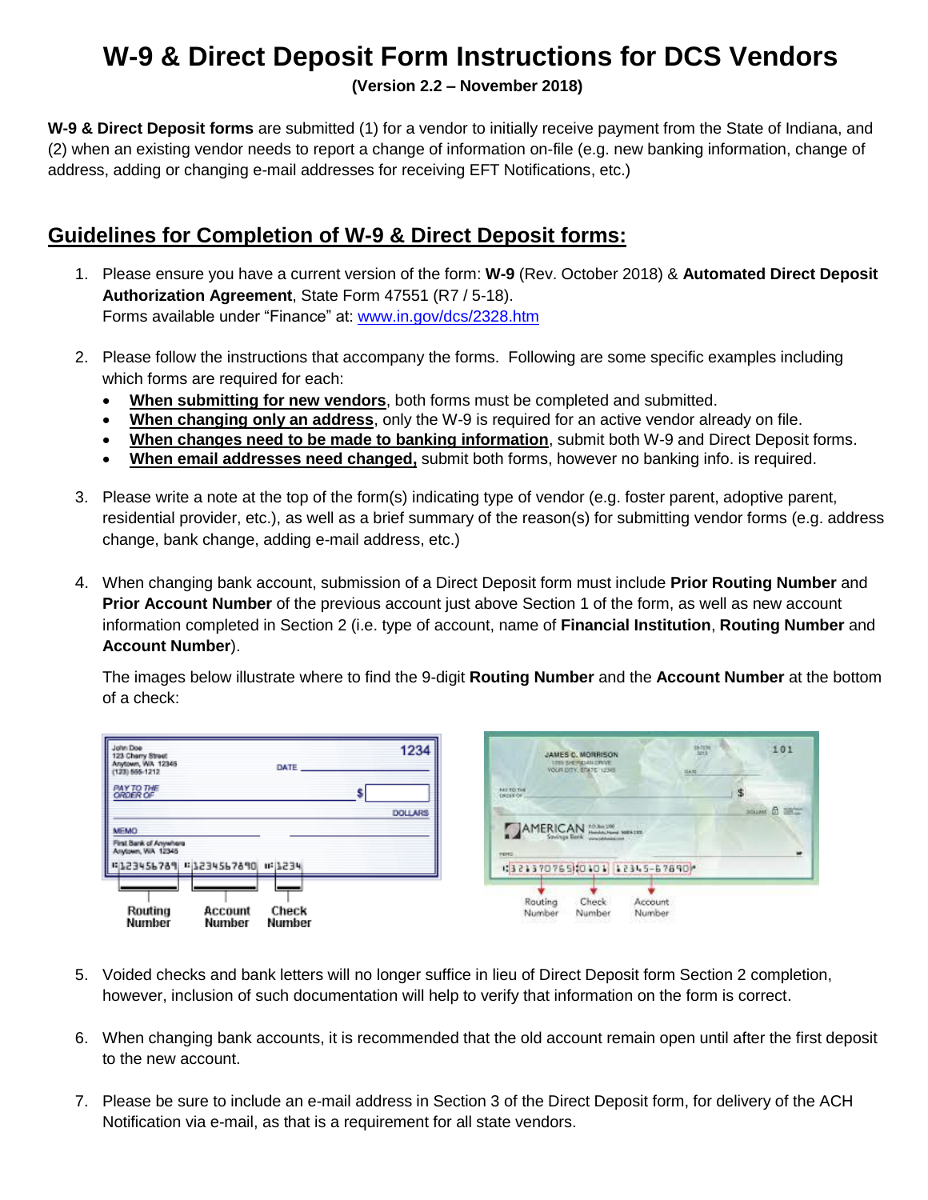# W-9 & Direct Deposit Form Instructions for DCS Vendors

**(Version 2.2 – November 2018)**

**W-9 & Direct Deposit forms** are submitted (1) for a vendor to initially receive payment from the State of Indiana, and (2) when an existing vendor needs to report a change of information on-file (e.g. new banking information, change of address, adding or changing e-mail addresses for receiving EFT Notifications, etc.)

## Guidelines for Completion of W-9 & Direct Deposit forms:

1. Please ensure you have a current version of the form: **W-9** (Rev. October 2018) & **Automated Direct Deposit Authorization Agreement**, State Form 47551 (R7 / 5-18).
   Forms available under "Finance" at: www.in.gov/dcs/2328.htm

2. Please follow the instructions that accompany the forms. Following are some specific examples including which forms are required for each:
   - **When submitting for new vendors**, both forms must be completed and submitted.
   - **When changing only an address**, only the W-9 is required for an active vendor already on file.
   - **When changes need to be made to banking information**, submit both W-9 and Direct Deposit forms.
   - **When email addresses need changed,** submit both forms, however no banking info. is required.

3. Please write a note at the top of the form(s) indicating type of vendor (e.g. foster parent, adoptive parent, residential provider, etc.), as well as a brief summary of the reason(s) for submitting vendor forms (e.g. address change, bank change, adding e-mail address, etc.)

4. When changing bank account, submission of a Direct Deposit form must include **Prior Routing Number** and **Prior Account Number** of the previous account just above Section 1 of the form, as well as new account information completed in Section 2 (i.e. type of account, name of **Financial Institution**, **Routing Number** and **Account Number**).

   The images below illustrate where to find the 9-digit **Routing Number** and the **Account Number** at the bottom of a check:

   Routing Number | Account Number | Check Number

   Routing Number | Check Number | Account Number

5. Voided checks and bank letters will no longer suffice in lieu of Direct Deposit form Section 2 completion, however, inclusion of such documentation will help to verify that information on the form is correct.

6. When changing bank accounts, it is recommended that the old account remain open until after the first deposit to the new account.

7. Please be sure to include an e-mail address in Section 3 of the Direct Deposit form, for delivery of the ACH Notification via e-mail, as that is a requirement for all state vendors.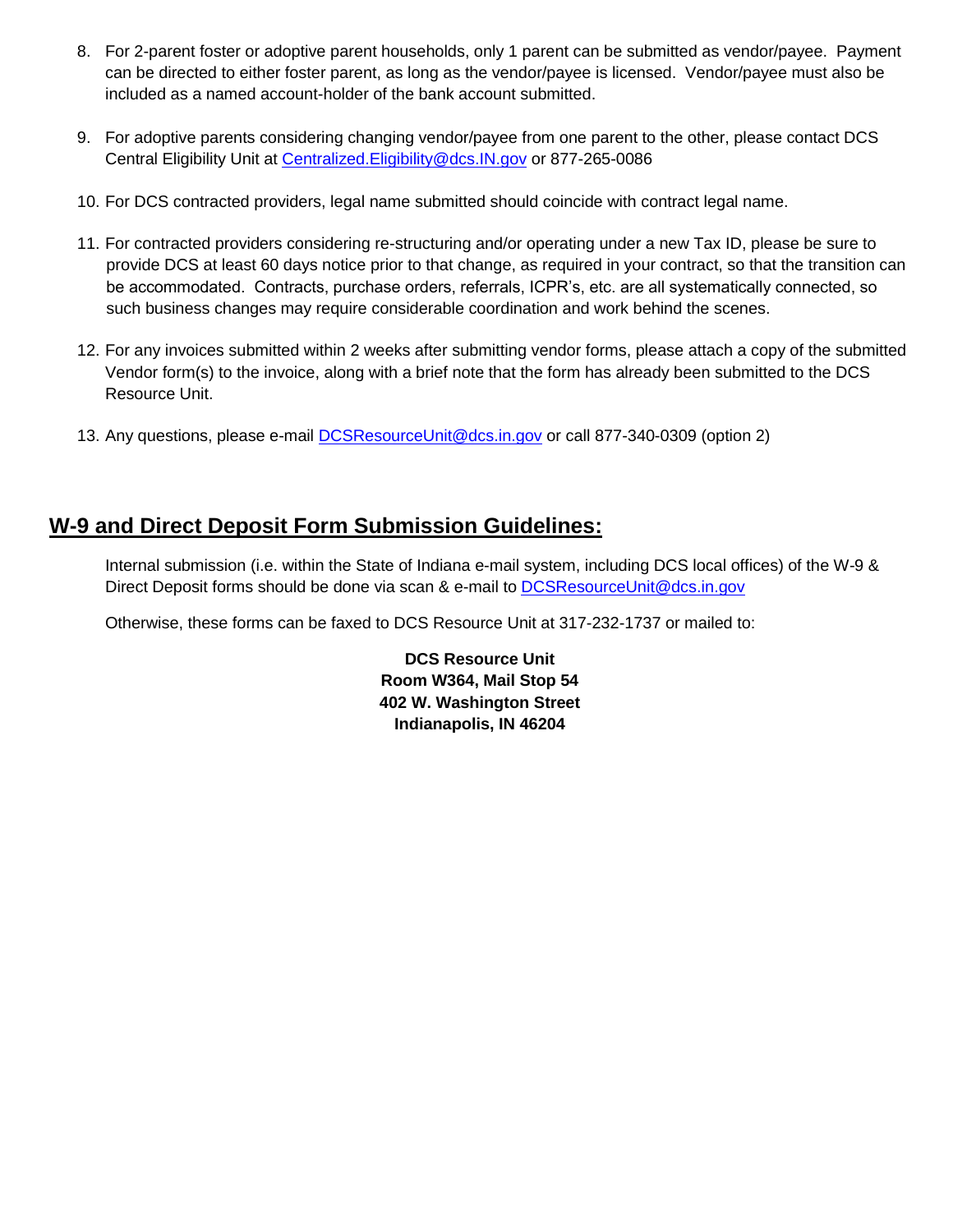8. For 2-parent foster or adoptive parent households, only 1 parent can be submitted as vendor/payee. Payment can be directed to either foster parent, as long as the vendor/payee is licensed. Vendor/payee must also be included as a named account-holder of the bank account submitted.

9. For adoptive parents considering changing vendor/payee from one parent to the other, please contact DCS Central Eligibility Unit at Centralized.Eligibility@dcs.IN.gov or 877-265-0086

10. For DCS contracted providers, legal name submitted should coincide with contract legal name.

11. For contracted providers considering re-structuring and/or operating under a new Tax ID, please be sure to provide DCS at least 60 days notice prior to that change, as required in your contract, so that the transition can be accommodated. Contracts, purchase orders, referrals, ICPR's, etc. are all systematically connected, so such business changes may require considerable coordination and work behind the scenes.

12. For any invoices submitted within 2 weeks after submitting vendor forms, please attach a copy of the submitted Vendor form(s) to the invoice, along with a brief note that the form has already been submitted to the DCS Resource Unit.

13. Any questions, please e-mail DCSResourceUnit@dcs.in.gov or call 877-340-0309 (option 2)

## W-9 and Direct Deposit Form Submission Guidelines:

Internal submission (i.e. within the State of Indiana e-mail system, including DCS local offices) of the W-9 & Direct Deposit forms should be done via scan & e-mail to DCSResourceUnit@dcs.in.gov

Otherwise, these forms can be faxed to DCS Resource Unit at 317-232-1737 or mailed to:

**DCS Resource Unit**
**Room W364, Mail Stop 54**
**402 W. Washington Street**
**Indianapolis, IN 46204**